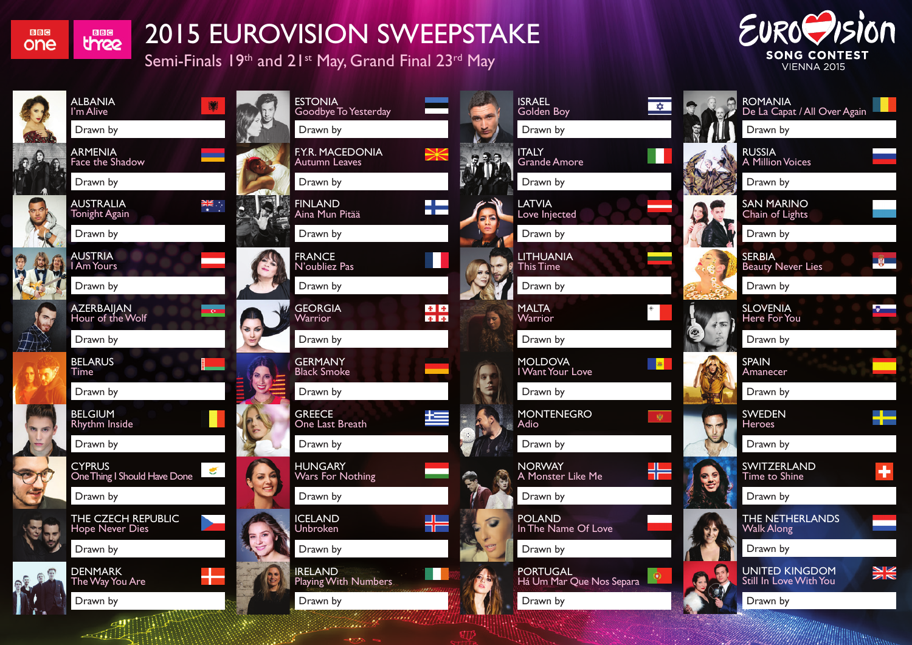BBC one BBC three

# 2015 EUROVISION SWEEPSTAKE

Semi-Finals 19th and 21st May, Grand Final 23rd May

EUROVISION SONG CONTEST VIENNA 2015

**ALBANIA**
I'm Alive
Drawn by

**ARMENIA**
Face the Shadow
Drawn by

**AUSTRALIA**
Tonight Again
Drawn by

**AUSTRIA**
I Am Yours
Drawn by

**AZERBAIJAN**
Hour of the Wolf
Drawn by

**BELARUS**
Time
Drawn by

**BELGIUM**
Rhythm Inside
Drawn by

**CYPRUS**
One Thing I Should Have Done
Drawn by

**THE CZECH REPUBLIC**
Hope Never Dies
Drawn by

**DENMARK**
The Way You Are
Drawn by

**ESTONIA**
Goodbye To Yesterday
Drawn by

**F.Y.R. MACEDONIA**
Autumn Leaves
Drawn by

**FINLAND**
Aina Mun Pitää
Drawn by

**FRANCE**
N'oubliez Pas
Drawn by

**GEORGIA**
Warrior
Drawn by

**GERMANY**
Black Smoke
Drawn by

**GREECE**
One Last Breath
Drawn by

**HUNGARY**
Wars For Nothing
Drawn by

**ICELAND**
Unbroken
Drawn by

**IRELAND**
Playing With Numbers
Drawn by

**ISRAEL**
Golden Boy
Drawn by

**ITALY**
Grande Amore
Drawn by

**LATVIA**
Love Injected
Drawn by

**LITHUANIA**
This Time
Drawn by

**MALTA**
Warrior
Drawn by

**MOLDOVA**
I Want Your Love
Drawn by

**MONTENEGRO**
Adio
Drawn by

**NORWAY**
A Monster Like Me
Drawn by

**POLAND**
In The Name Of Love
Drawn by

**PORTUGAL**
Há Um Mar Que Nos Separa
Drawn by

**ROMANIA**
De La Capat / All Over Again
Drawn by

**RUSSIA**
A Million Voices
Drawn by

**SAN MARINO**
Chain of Lights
Drawn by

**SERBIA**
Beauty Never Lies
Drawn by

**SLOVENIA**
Here For You
Drawn by

**SPAIN**
Amanecer
Drawn by

**SWEDEN**
Heroes
Drawn by

**SWITZERLAND**
Time to Shine
Drawn by

**THE NETHERLANDS**
Walk Along
Drawn by

**UNITED KINGDOM**
Still In Love With You
Drawn by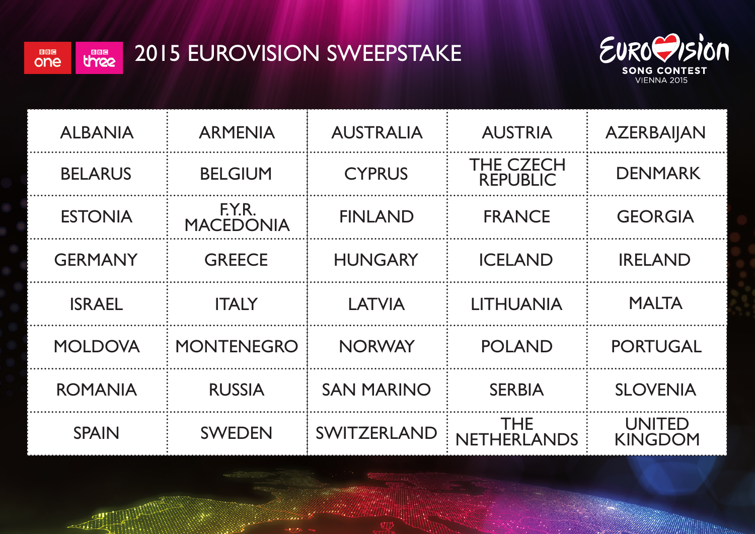BBC one BBC three

# 2015 EUROVISION SWEEPSTAKE

EUROVISION SONG CONTEST VIENNA 2015

| | | | | |
|---|---|---|---|---|
| ALBANIA | ARMENIA | AUSTRALIA | AUSTRIA | AZERBAIJAN |
| BELARUS | BELGIUM | CYPRUS | THE CZECH REPUBLIC | DENMARK |
| ESTONIA | F.Y.R. MACEDONIA | FINLAND | FRANCE | GEORGIA |
| GERMANY | GREECE | HUNGARY | ICELAND | IRELAND |
| ISRAEL | ITALY | LATVIA | LITHUANIA | MALTA |
| MOLDOVA | MONTENEGRO | NORWAY | POLAND | PORTUGAL |
| ROMANIA | RUSSIA | SAN MARINO | SERBIA | SLOVENIA |
| SPAIN | SWEDEN | SWITZERLAND | THE NETHERLANDS | UNITED KINGDOM |